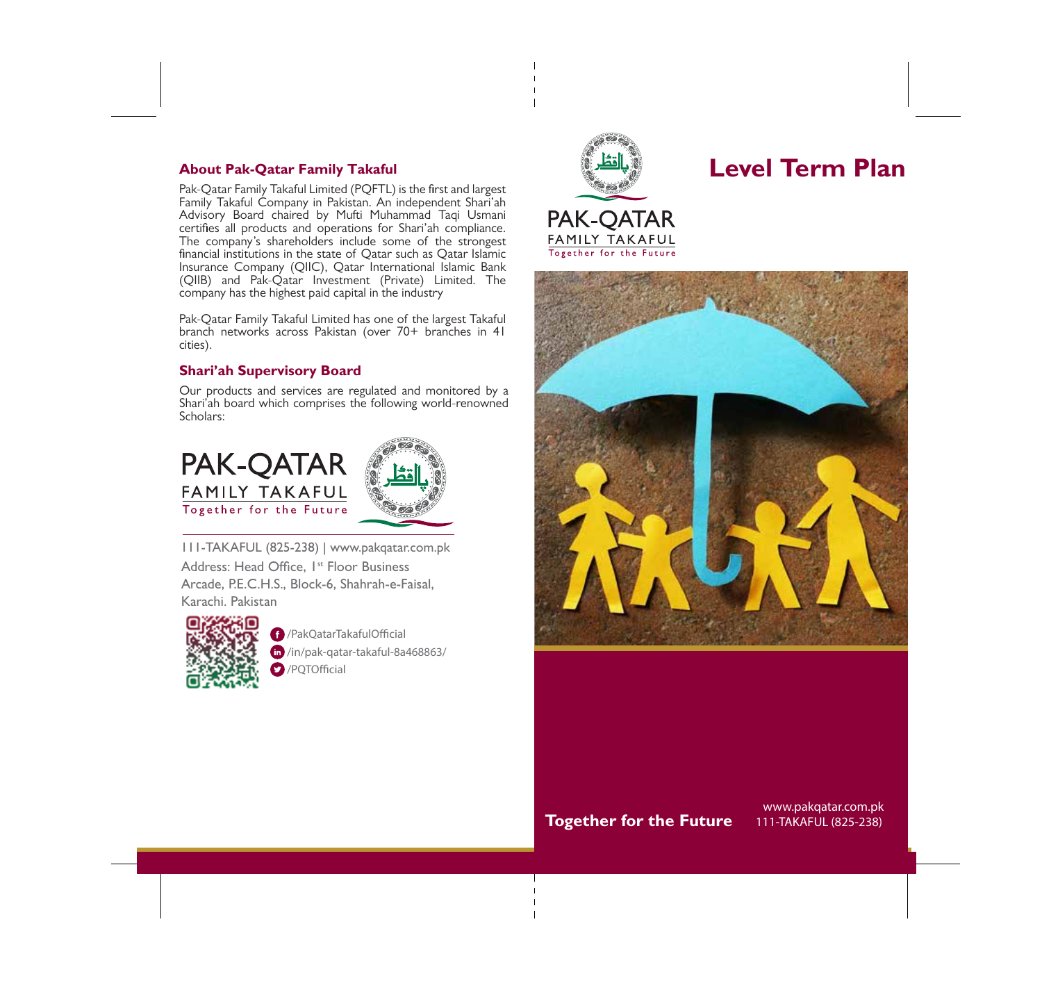## About Pak-Qatar Family Takaful

Pak-Qatar Family Takaful Limited (PQFTL) is the first and largest Family Takaful Company in Pakistan. An independent Shari'ah Advisory Board chaired by Mufti Muhammad Taqi Usmani certifies all products and operations for Shari'ah compliance. The company's shareholders include some of the strongest financial institutions in the state of Qatar such as Qatar Islamic Insurance Company (QIIC), Qatar International Islamic Bank (QIIB) and Pak-Qatar Investment (Private) Limited. The company has the highest paid capital in the industry

Pak-Qatar Family Takaful Limited has one of the largest Takaful branch networks across Pakistan (over 70+ branches in 41 cities).

## Shari'ah Supervisory Board

Our products and services are regulated and monitored by a Shari'ah board which comprises the following world-renowned Scholars:

PAK-QATAR
FAMILY TAKAFUL
Together for the Future

111-TAKAFUL (825-238) | www.pakqatar.com.pk

Address: Head Office, 1st Floor Business Arcade, P.E.C.H.S., Block-6, Shahrah-e-Faisal, Karachi. Pakistan

/PakQatarTakafulOfficial
/in/pak-qatar-takaful-8a468863/
/PQTOfficial

PAK-QATAR
FAMILY TAKAFUL
Together for the Future

# Level Term Plan

**Together for the Future**

www.pakqatar.com.pk
111-TAKAFUL (825-238)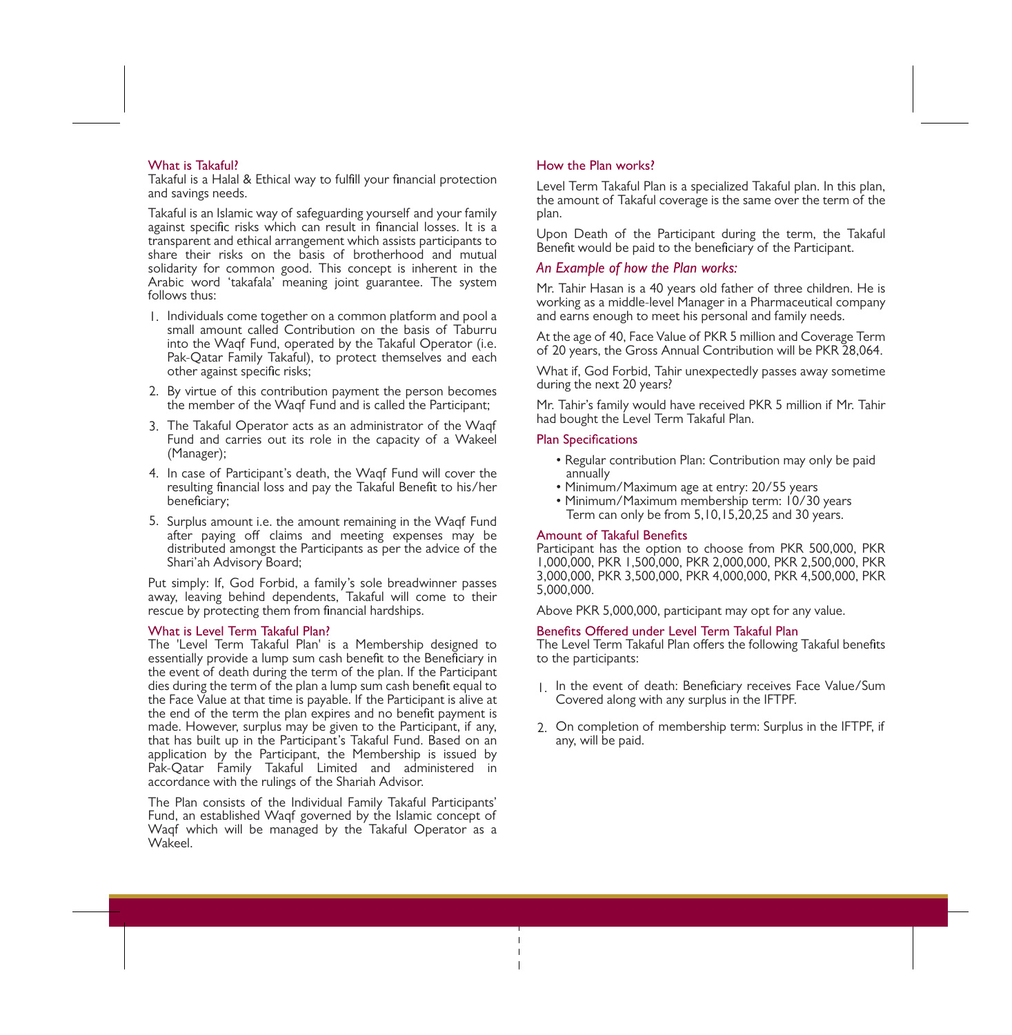## What is Takaful?

Takaful is a Halal & Ethical way to fulfill your financial protection and savings needs.

Takaful is an Islamic way of safeguarding yourself and your family against specific risks which can result in financial losses. It is a transparent and ethical arrangement which assists participants to share their risks on the basis of brotherhood and mutual solidarity for common good. This concept is inherent in the Arabic word 'takafala' meaning joint guarantee. The system follows thus:

1. Individuals come together on a common platform and pool a small amount called Contribution on the basis of Taburru into the Waqf Fund, operated by the Takaful Operator (i.e. Pak-Qatar Family Takaful), to protect themselves and each other against specific risks;
2. By virtue of this contribution payment the person becomes the member of the Waqf Fund and is called the Participant;
3. The Takaful Operator acts as an administrator of the Waqf Fund and carries out its role in the capacity of a Wakeel (Manager);
4. In case of Participant's death, the Waqf Fund will cover the resulting financial loss and pay the Takaful Benefit to his/her beneficiary;
5. Surplus amount i.e. the amount remaining in the Waqf Fund after paying off claims and meeting expenses may be distributed amongst the Participants as per the advice of the Shari'ah Advisory Board;

Put simply: If, God Forbid, a family's sole breadwinner passes away, leaving behind dependents, Takaful will come to their rescue by protecting them from financial hardships.

## What is Level Term Takaful Plan?

The 'Level Term Takaful Plan' is a Membership designed to essentially provide a lump sum cash benefit to the Beneficiary in the event of death during the term of the plan. If the Participant dies during the term of the plan a lump sum cash benefit equal to the Face Value at that time is payable. If the Participant is alive at the end of the term the plan expires and no benefit payment is made. However, surplus may be given to the Participant, if any, that has built up in the Participant's Takaful Fund. Based on an application by the Participant, the Membership is issued by Pak-Qatar Family Takaful Limited and administered in accordance with the rulings of the Shariah Advisor.

The Plan consists of the Individual Family Takaful Participants' Fund, an established Waqf governed by the Islamic concept of Waqf which will be managed by the Takaful Operator as a Wakeel.

## How the Plan works?

Level Term Takaful Plan is a specialized Takaful plan. In this plan, the amount of Takaful coverage is the same over the term of the plan.

Upon Death of the Participant during the term, the Takaful Benefit would be paid to the beneficiary of the Participant.

### *An Example of how the Plan works:*

Mr. Tahir Hasan is a 40 years old father of three children. He is working as a middle-level Manager in a Pharmaceutical company and earns enough to meet his personal and family needs.

At the age of 40, Face Value of PKR 5 million and Coverage Term of 20 years, the Gross Annual Contribution will be PKR 28,064.

What if, God Forbid, Tahir unexpectedly passes away sometime during the next 20 years?

Mr. Tahir's family would have received PKR 5 million if Mr. Tahir had bought the Level Term Takaful Plan.

## Plan Specifications

- Regular contribution Plan: Contribution may only be paid annually
- Minimum/Maximum age at entry: 20/55 years
- Minimum/Maximum membership term: 10/30 years
  Term can only be from 5,10,15,20,25 and 30 years.

## Amount of Takaful Benefits

Participant has the option to choose from PKR 500,000, PKR 1,000,000, PKR 1,500,000, PKR 2,000,000, PKR 2,500,000, PKR 3,000,000, PKR 3,500,000, PKR 4,000,000, PKR 4,500,000, PKR 5,000,000.

Above PKR 5,000,000, participant may opt for any value.

## Benefits Offered under Level Term Takaful Plan

The Level Term Takaful Plan offers the following Takaful benefits to the participants:

1. In the event of death: Beneficiary receives Face Value/Sum Covered along with any surplus in the IFTPF.
2. On completion of membership term: Surplus in the IFTPF, if any, will be paid.